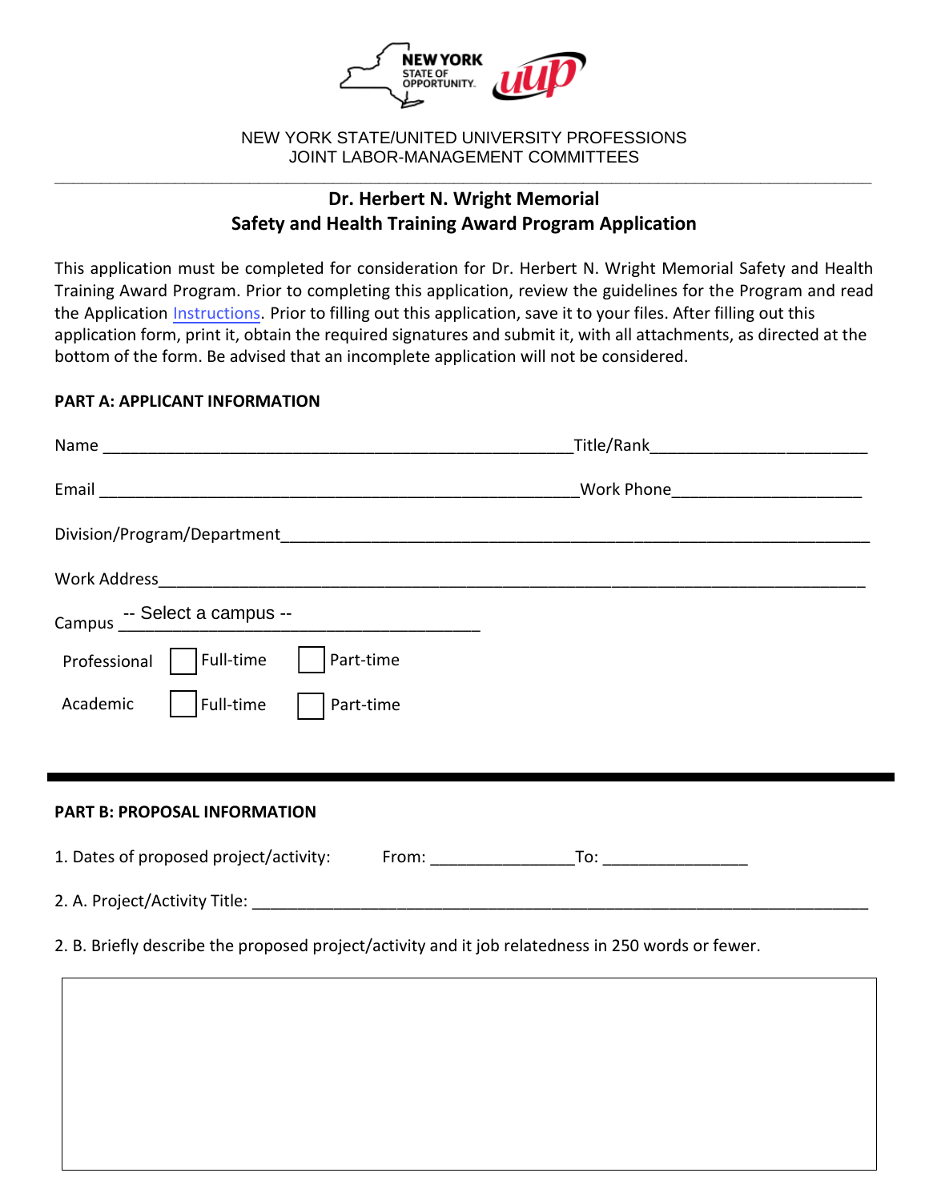NEW YORK STATE/UNITED UNIVERSITY PROFESSIONS
JOINT LABOR-MANAGEMENT COMMITTEES

# Dr. Herbert N. Wright Memorial
# Safety and Health Training Award Program Application

This application must be completed for consideration for Dr. Herbert N. Wright Memorial Safety and Health Training Award Program. Prior to completing this application, review the guidelines for the Program and read the Application Instructions. Prior to filling out this application, save it to your files. After filling out this application form, print it, obtain the required signatures and submit it, with all attachments, as directed at the bottom of the form. Be advised that an incomplete application will not be considered.

**PART A: APPLICANT INFORMATION**

Name ______________________________ Title/Rank ______________________

Email ______________________________ Work Phone ______________________

Division/Program/Department ______________________________________________

Work Address ______________________________________________

Campus -- Select a campus -- ______________________

Professional ☐ Full-time ☐ Part-time

Academic ☐ Full-time ☐ Part-time

---

**PART B: PROPOSAL INFORMATION**

1. Dates of proposed project/activity: From: ______________ To: ______________

2. A. Project/Activity Title: ______________________________________________

2. B. Briefly describe the proposed project/activity and it job relatedness in 250 words or fewer.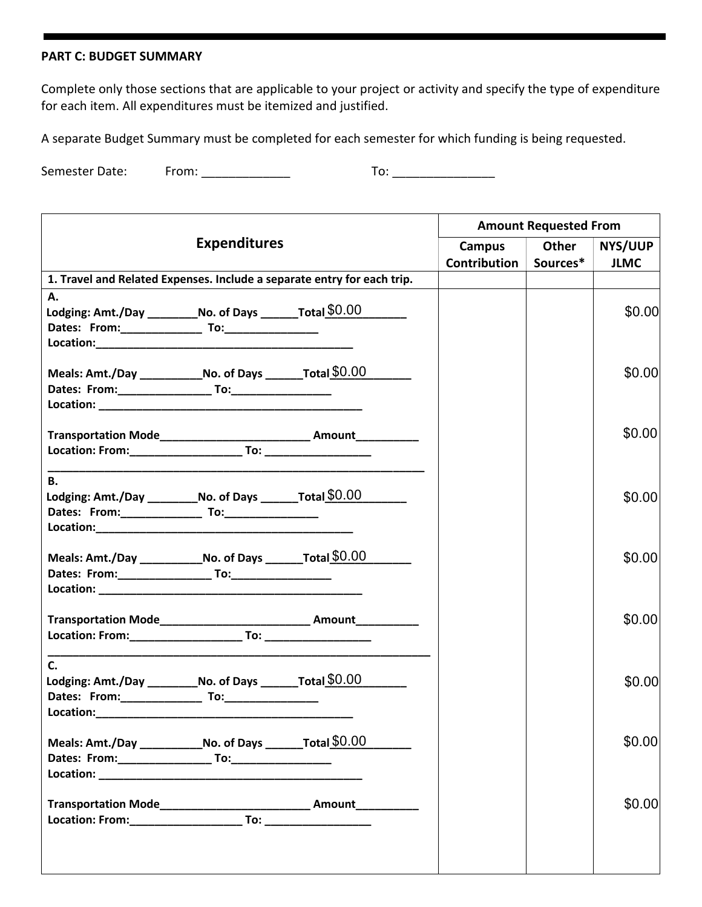**PART C: BUDGET SUMMARY**

Complete only those sections that are applicable to your project or activity and specify the type of expenditure for each item. All expenditures must be itemized and justified.

A separate Budget Summary must be completed for each semester for which funding is being requested.

Semester Date: From: _____________ To: _______________

| Expenditures | Amount Requested From | | |
|---|---|---|---|
| | Campus Contribution | Other Sources* | NYS/UUP JLMC |
| **1. Travel and Related Expenses. Include a separate entry for each trip.** | | | |
| **A.**<br>**Lodging: Amt./Day** ________**No. of Days** ______**Total** $0.00<br>**Dates: From:**_____________ **To:**______________<br>**Location:**___________________________________________ | | | $0.00 |
| **Meals: Amt./Day** __________**No. of Days** ______**Total** $0.00<br>**Dates: From:**_______________ **To:**________________<br>**Location:** ___________________________________________ | | | $0.00 |
| **Transportation Mode**________________________ **Amount**_________<br>**Location: From:**__________________ **To:** _________________ | | | $0.00 |
| **B.**<br>**Lodging: Amt./Day** ________**No. of Days** ______**Total** $0.00<br>**Dates: From:**_____________ **To:**______________<br>**Location:**___________________________________________ | | | $0.00 |
| **Meals: Amt./Day** __________**No. of Days** ______**Total** $0.00<br>**Dates: From:**_______________ **To:**________________<br>**Location:** ___________________________________________ | | | $0.00 |
| **Transportation Mode**________________________ **Amount**_________<br>**Location: From:**__________________ **To:** _________________ | | | $0.00 |
| **C.**<br>**Lodging: Amt./Day** ________**No. of Days** ______**Total** $0.00<br>**Dates: From:**_____________ **To:**______________<br>**Location:**___________________________________________ | | | $0.00 |
| **Meals: Amt./Day** __________**No. of Days** ______**Total** $0.00<br>**Dates: From:**_______________ **To:**________________<br>**Location:** ___________________________________________ | | | $0.00 |
| **Transportation Mode**________________________ **Amount**_________<br>**Location: From:**__________________ **To:** _________________ | | | $0.00 |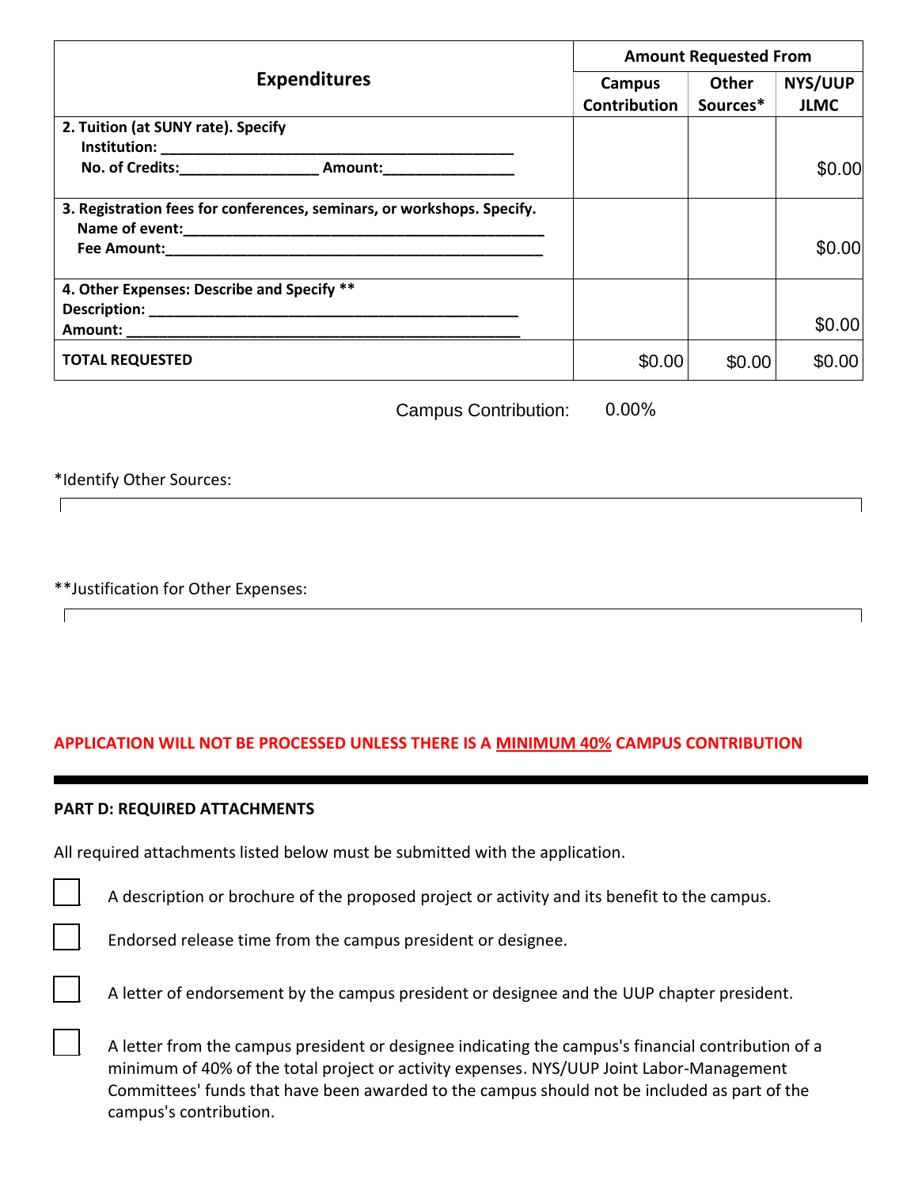| Expenditures | Amount Requested From | | |
|---|---|---|---|
| | Campus Contribution | Other Sources* | NYS/UUP JLMC |
| **2. Tuition (at SUNY rate). Specify**<br>**Institution: ___________________________________________**<br>**No. of Credits:________________ Amount:________________** | | | $0.00 |
| **3. Registration fees for conferences, seminars, or workshops. Specify.**<br>**Name of event:_____________________________________________**<br>**Fee Amount:_______________________________________________** | | | $0.00 |
| **4. Other Expenses: Describe and Specify ****<br>**Description: ______________________________________________**<br>**Amount: _________________________________________________** | | | $0.00 |
| **TOTAL REQUESTED** | $0.00 | $0.00 | $0.00 |

Campus Contribution: 0.00%

*Identify Other Sources:

**Justification for Other Expenses:

**APPLICATION WILL NOT BE PROCESSED UNLESS THERE IS A <u>MINIMUM 40%</u> CAMPUS CONTRIBUTION**

---

**PART D: REQUIRED ATTACHMENTS**

All required attachments listed below must be submitted with the application.

- ☐ A description or brochure of the proposed project or activity and its benefit to the campus.
- ☐ Endorsed release time from the campus president or designee.
- ☐ A letter of endorsement by the campus president or designee and the UUP chapter president.
- ☐ A letter from the campus president or designee indicating the campus's financial contribution of a minimum of 40% of the total project or activity expenses. NYS/UUP Joint Labor-Management Committees' funds that have been awarded to the campus should not be included as part of the campus's contribution.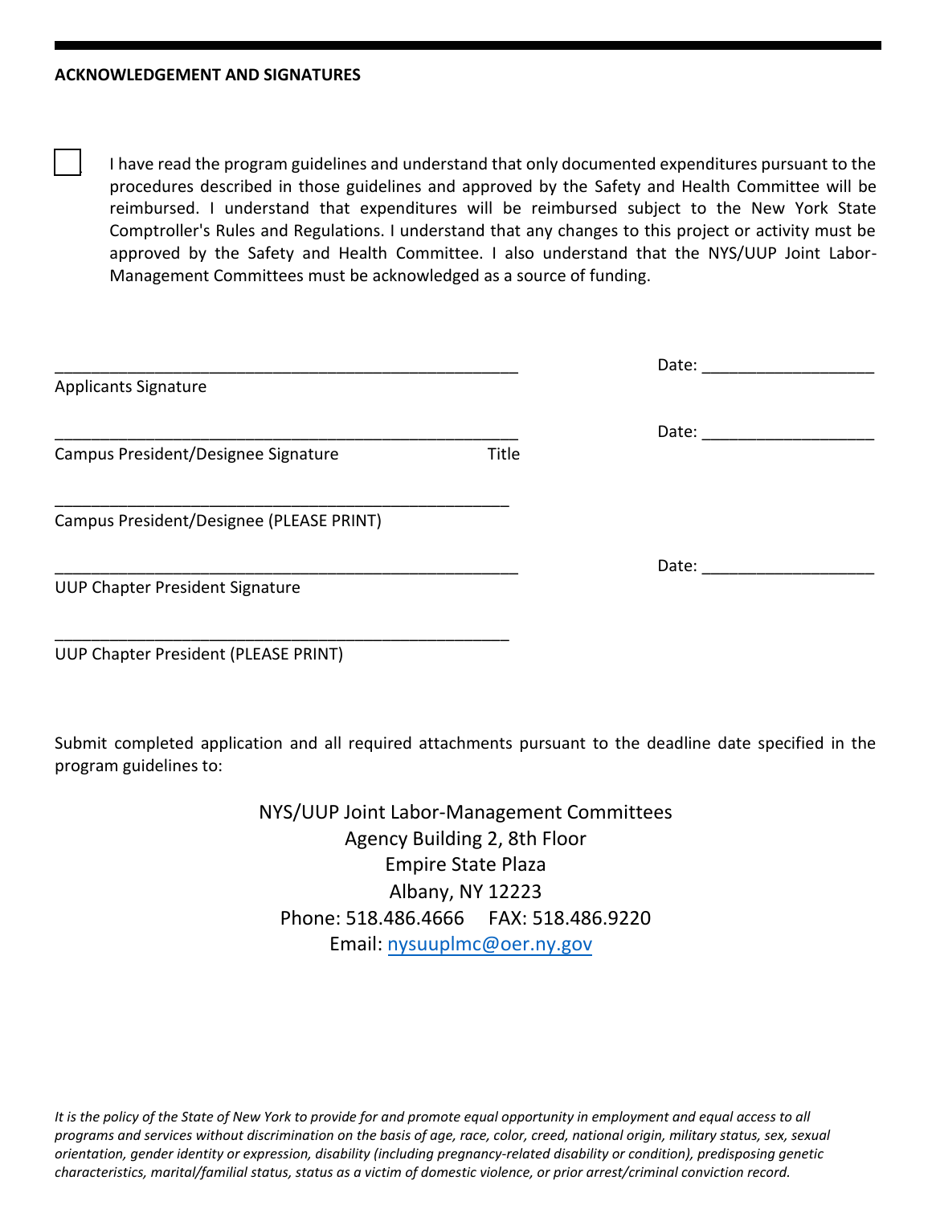**ACKNOWLEDGEMENT AND SIGNATURES**

☐ I have read the program guidelines and understand that only documented expenditures pursuant to the procedures described in those guidelines and approved by the Safety and Health Committee will be reimbursed. I understand that expenditures will be reimbursed subject to the New York State Comptroller's Rules and Regulations. I understand that any changes to this project or activity must be approved by the Safety and Health Committee. I also understand that the NYS/UUP Joint Labor-Management Committees must be acknowledged as a source of funding.

_______________________________________________ Date: ________________

Applicants Signature

_______________________________________________ Date: ________________

Campus President/Designee Signature Title

_______________________________________________

Campus President/Designee (PLEASE PRINT)

_______________________________________________ Date: ________________

UUP Chapter President Signature

_______________________________________________

UUP Chapter President (PLEASE PRINT)

Submit completed application and all required attachments pursuant to the deadline date specified in the program guidelines to:

NYS/UUP Joint Labor-Management Committees
Agency Building 2, 8th Floor
Empire State Plaza
Albany, NY 12223
Phone: 518.486.4666 FAX: 518.486.9220
Email: nysuuplmc@oer.ny.gov

*It is the policy of the State of New York to provide for and promote equal opportunity in employment and equal access to all programs and services without discrimination on the basis of age, race, color, creed, national origin, military status, sex, sexual orientation, gender identity or expression, disability (including pregnancy-related disability or condition), predisposing genetic characteristics, marital/familial status, status as a victim of domestic violence, or prior arrest/criminal conviction record.*